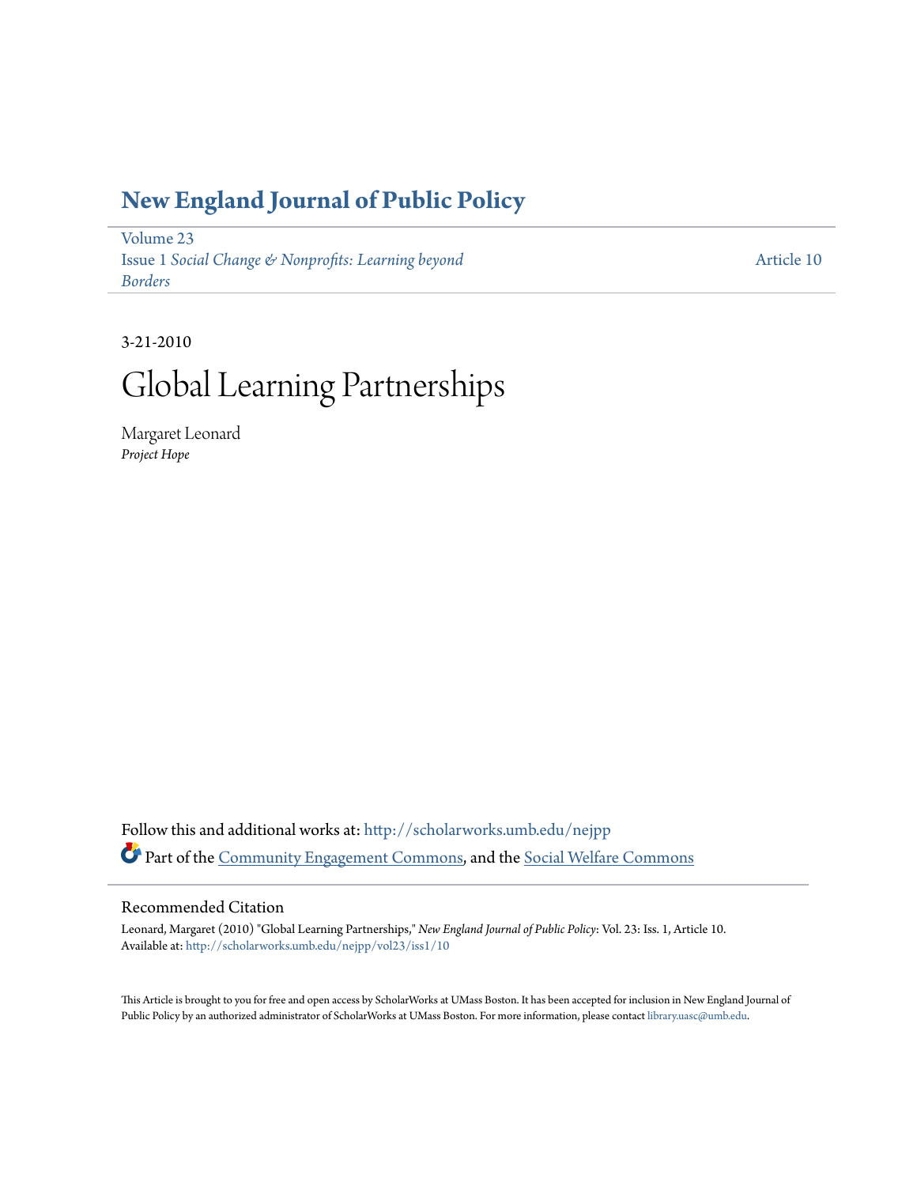# New England Journal of Public Policy

Volume 23
Issue 1 *Social Change & Nonprofits: Learning beyond Borders*

Article 10

3-21-2010

# Global Learning Partnerships

Margaret Leonard
*Project Hope*

Follow this and additional works at: http://scholarworks.umb.edu/nejpp

Part of the Community Engagement Commons, and the Social Welfare Commons

## Recommended Citation

Leonard, Margaret (2010) "Global Learning Partnerships," *New England Journal of Public Policy*: Vol. 23: Iss. 1, Article 10.
Available at: http://scholarworks.umb.edu/nejpp/vol23/iss1/10

This Article is brought to you for free and open access by ScholarWorks at UMass Boston. It has been accepted for inclusion in New England Journal of Public Policy by an authorized administrator of ScholarWorks at UMass Boston. For more information, please contact library.uasc@umb.edu.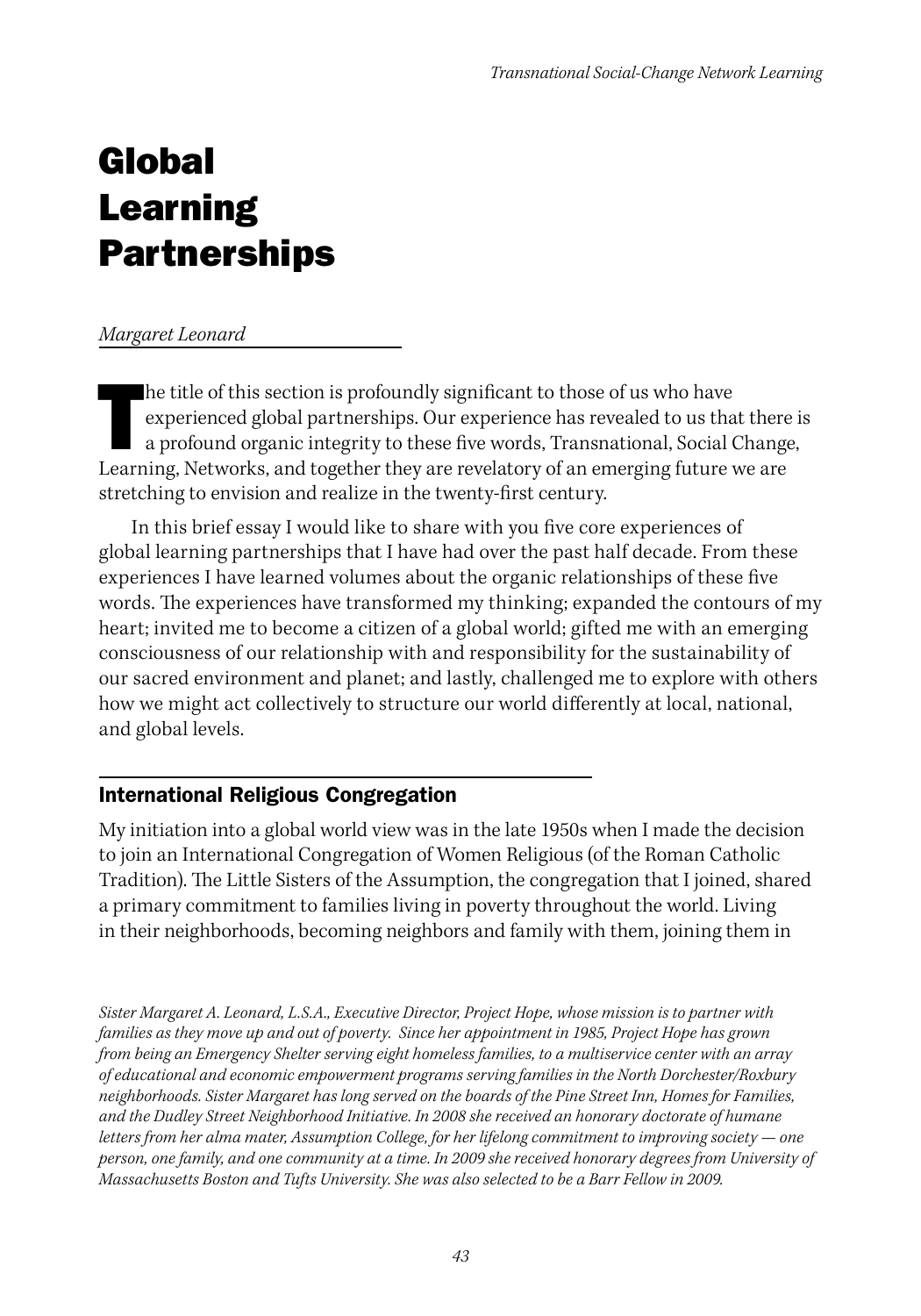# Global Learning Partnerships

*Margaret Leonard*

The title of this section is profoundly significant to those of us who have experienced global partnerships. Our experience has revealed to us that there is a profound organic integrity to these five words, Transnational, Social Change, Learning, Networks, and together they are revelatory of an emerging future we are stretching to envision and realize in the twenty-first century.

In this brief essay I would like to share with you five core experiences of global learning partnerships that I have had over the past half decade. From these experiences I have learned volumes about the organic relationships of these five words. The experiences have transformed my thinking; expanded the contours of my heart; invited me to become a citizen of a global world; gifted me with an emerging consciousness of our relationship with and responsibility for the sustainability of our sacred environment and planet; and lastly, challenged me to explore with others how we might act collectively to structure our world differently at local, national, and global levels.

## International Religious Congregation

My initiation into a global world view was in the late 1950s when I made the decision to join an International Congregation of Women Religious (of the Roman Catholic Tradition). The Little Sisters of the Assumption, the congregation that I joined, shared a primary commitment to families living in poverty throughout the world. Living in their neighborhoods, becoming neighbors and family with them, joining them in

*Sister Margaret A. Leonard, L.S.A., Executive Director, Project Hope, whose mission is to partner with families as they move up and out of poverty. Since her appointment in 1985, Project Hope has grown from being an Emergency Shelter serving eight homeless families, to a multiservice center with an array of educational and economic empowerment programs serving families in the North Dorchester/Roxbury neighborhoods. Sister Margaret has long served on the boards of the Pine Street Inn, Homes for Families, and the Dudley Street Neighborhood Initiative. In 2008 she received an honorary doctorate of humane letters from her alma mater, Assumption College, for her lifelong commitment to improving society — one person, one family, and one community at a time. In 2009 she received honorary degrees from University of Massachusetts Boston and Tufts University. She was also selected to be a Barr Fellow in 2009.*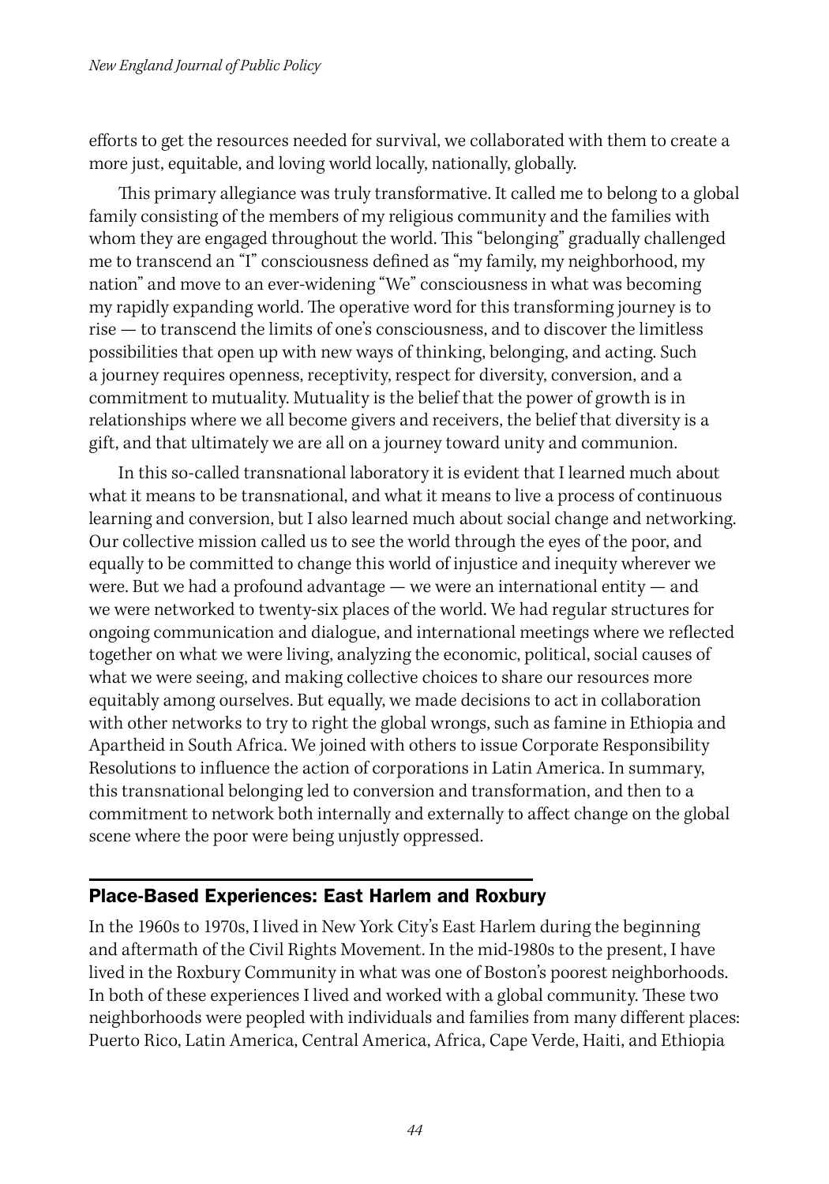efforts to get the resources needed for survival, we collaborated with them to create a more just, equitable, and loving world locally, nationally, globally.

This primary allegiance was truly transformative. It called me to belong to a global family consisting of the members of my religious community and the families with whom they are engaged throughout the world. This "belonging" gradually challenged me to transcend an "I" consciousness defined as "my family, my neighborhood, my nation" and move to an ever-widening "We" consciousness in what was becoming my rapidly expanding world. The operative word for this transforming journey is to rise — to transcend the limits of one's consciousness, and to discover the limitless possibilities that open up with new ways of thinking, belonging, and acting. Such a journey requires openness, receptivity, respect for diversity, conversion, and a commitment to mutuality. Mutuality is the belief that the power of growth is in relationships where we all become givers and receivers, the belief that diversity is a gift, and that ultimately we are all on a journey toward unity and communion.

In this so-called transnational laboratory it is evident that I learned much about what it means to be transnational, and what it means to live a process of continuous learning and conversion, but I also learned much about social change and networking. Our collective mission called us to see the world through the eyes of the poor, and equally to be committed to change this world of injustice and inequity wherever we were. But we had a profound advantage — we were an international entity — and we were networked to twenty-six places of the world. We had regular structures for ongoing communication and dialogue, and international meetings where we reflected together on what we were living, analyzing the economic, political, social causes of what we were seeing, and making collective choices to share our resources more equitably among ourselves. But equally, we made decisions to act in collaboration with other networks to try to right the global wrongs, such as famine in Ethiopia and Apartheid in South Africa. We joined with others to issue Corporate Responsibility Resolutions to influence the action of corporations in Latin America. In summary, this transnational belonging led to conversion and transformation, and then to a commitment to network both internally and externally to affect change on the global scene where the poor were being unjustly oppressed.

## Place-Based Experiences: East Harlem and Roxbury

In the 1960s to 1970s, I lived in New York City's East Harlem during the beginning and aftermath of the Civil Rights Movement. In the mid-1980s to the present, I have lived in the Roxbury Community in what was one of Boston's poorest neighborhoods. In both of these experiences I lived and worked with a global community. These two neighborhoods were peopled with individuals and families from many different places: Puerto Rico, Latin America, Central America, Africa, Cape Verde, Haiti, and Ethiopia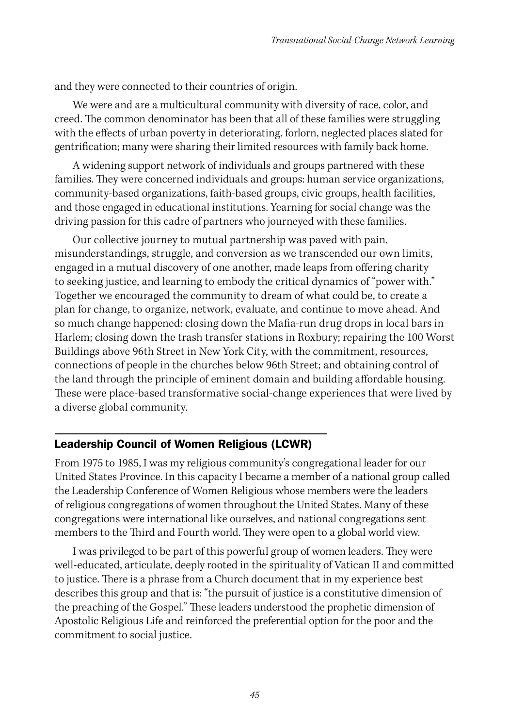and they were connected to their countries of origin.

We were and are a multicultural community with diversity of race, color, and creed. The common denominator has been that all of these families were struggling with the effects of urban poverty in deteriorating, forlorn, neglected places slated for gentrification; many were sharing their limited resources with family back home.

A widening support network of individuals and groups partnered with these families. They were concerned individuals and groups: human service organizations, community-based organizations, faith-based groups, civic groups, health facilities, and those engaged in educational institutions. Yearning for social change was the driving passion for this cadre of partners who journeyed with these families.

Our collective journey to mutual partnership was paved with pain, misunderstandings, struggle, and conversion as we transcended our own limits, engaged in a mutual discovery of one another, made leaps from offering charity to seeking justice, and learning to embody the critical dynamics of "power with." Together we encouraged the community to dream of what could be, to create a plan for change, to organize, network, evaluate, and continue to move ahead. And so much change happened: closing down the Mafia-run drug drops in local bars in Harlem; closing down the trash transfer stations in Roxbury; repairing the 100 Worst Buildings above 96th Street in New York City, with the commitment, resources, connections of people in the churches below 96th Street; and obtaining control of the land through the principle of eminent domain and building affordable housing. These were place-based transformative social-change experiences that were lived by a diverse global community.

## Leadership Council of Women Religious (LCWR)

From 1975 to 1985, I was my religious community's congregational leader for our United States Province. In this capacity I became a member of a national group called the Leadership Conference of Women Religious whose members were the leaders of religious congregations of women throughout the United States. Many of these congregations were international like ourselves, and national congregations sent members to the Third and Fourth world. They were open to a global world view.

I was privileged to be part of this powerful group of women leaders. They were well-educated, articulate, deeply rooted in the spirituality of Vatican II and committed to justice. There is a phrase from a Church document that in my experience best describes this group and that is: "the pursuit of justice is a constitutive dimension of the preaching of the Gospel." These leaders understood the prophetic dimension of Apostolic Religious Life and reinforced the preferential option for the poor and the commitment to social justice.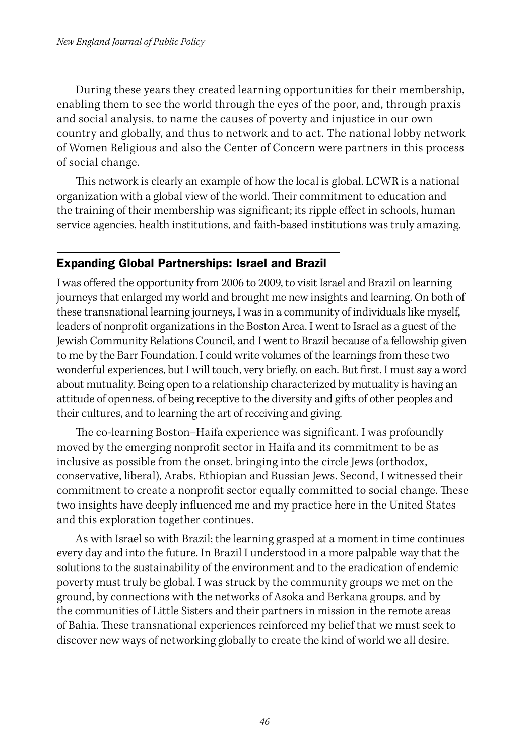During these years they created learning opportunities for their membership, enabling them to see the world through the eyes of the poor, and, through praxis and social analysis, to name the causes of poverty and injustice in our own country and globally, and thus to network and to act. The national lobby network of Women Religious and also the Center of Concern were partners in this process of social change.

This network is clearly an example of how the local is global. LCWR is a national organization with a global view of the world. Their commitment to education and the training of their membership was significant; its ripple effect in schools, human service agencies, health institutions, and faith-based institutions was truly amazing.

## Expanding Global Partnerships: Israel and Brazil

I was offered the opportunity from 2006 to 2009, to visit Israel and Brazil on learning journeys that enlarged my world and brought me new insights and learning. On both of these transnational learning journeys, I was in a community of individuals like myself, leaders of nonprofit organizations in the Boston Area. I went to Israel as a guest of the Jewish Community Relations Council, and I went to Brazil because of a fellowship given to me by the Barr Foundation. I could write volumes of the learnings from these two wonderful experiences, but I will touch, very briefly, on each. But first, I must say a word about mutuality. Being open to a relationship characterized by mutuality is having an attitude of openness, of being receptive to the diversity and gifts of other peoples and their cultures, and to learning the art of receiving and giving.

The co-learning Boston–Haifa experience was significant. I was profoundly moved by the emerging nonprofit sector in Haifa and its commitment to be as inclusive as possible from the onset, bringing into the circle Jews (orthodox, conservative, liberal), Arabs, Ethiopian and Russian Jews. Second, I witnessed their commitment to create a nonprofit sector equally committed to social change. These two insights have deeply influenced me and my practice here in the United States and this exploration together continues.

As with Israel so with Brazil; the learning grasped at a moment in time continues every day and into the future. In Brazil I understood in a more palpable way that the solutions to the sustainability of the environment and to the eradication of endemic poverty must truly be global. I was struck by the community groups we met on the ground, by connections with the networks of Asoka and Berkana groups, and by the communities of Little Sisters and their partners in mission in the remote areas of Bahia. These transnational experiences reinforced my belief that we must seek to discover new ways of networking globally to create the kind of world we all desire.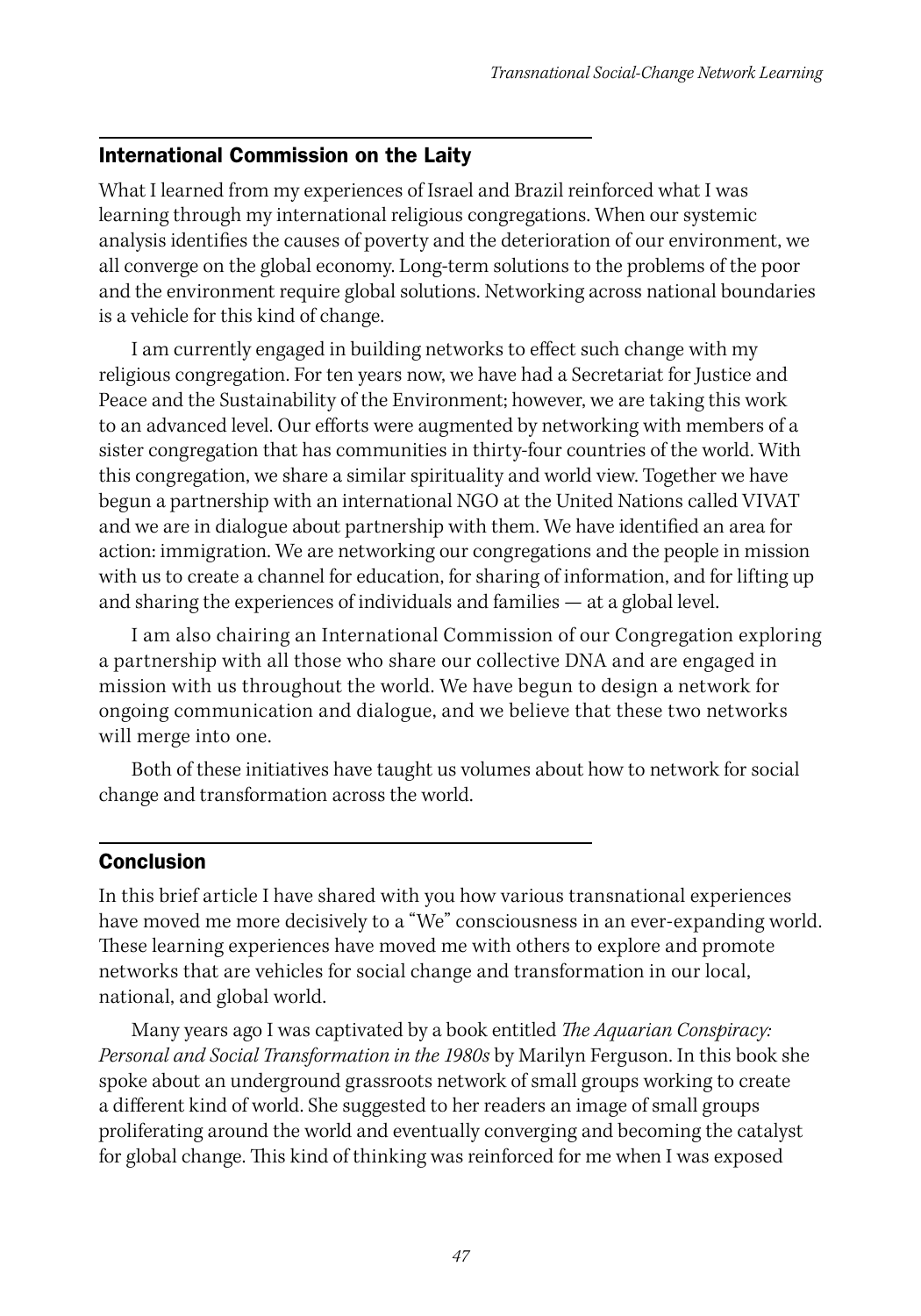## International Commission on the Laity

What I learned from my experiences of Israel and Brazil reinforced what I was learning through my international religious congregations. When our systemic analysis identifies the causes of poverty and the deterioration of our environment, we all converge on the global economy. Long-term solutions to the problems of the poor and the environment require global solutions. Networking across national boundaries is a vehicle for this kind of change.

I am currently engaged in building networks to effect such change with my religious congregation. For ten years now, we have had a Secretariat for Justice and Peace and the Sustainability of the Environment; however, we are taking this work to an advanced level. Our efforts were augmented by networking with members of a sister congregation that has communities in thirty-four countries of the world. With this congregation, we share a similar spirituality and world view. Together we have begun a partnership with an international NGO at the United Nations called VIVAT and we are in dialogue about partnership with them. We have identified an area for action: immigration. We are networking our congregations and the people in mission with us to create a channel for education, for sharing of information, and for lifting up and sharing the experiences of individuals and families — at a global level.

I am also chairing an International Commission of our Congregation exploring a partnership with all those who share our collective DNA and are engaged in mission with us throughout the world. We have begun to design a network for ongoing communication and dialogue, and we believe that these two networks will merge into one.

Both of these initiatives have taught us volumes about how to network for social change and transformation across the world.

## Conclusion

In this brief article I have shared with you how various transnational experiences have moved me more decisively to a "We" consciousness in an ever-expanding world. These learning experiences have moved me with others to explore and promote networks that are vehicles for social change and transformation in our local, national, and global world.

Many years ago I was captivated by a book entitled *The Aquarian Conspiracy: Personal and Social Transformation in the 1980s* by Marilyn Ferguson. In this book she spoke about an underground grassroots network of small groups working to create a different kind of world. She suggested to her readers an image of small groups proliferating around the world and eventually converging and becoming the catalyst for global change. This kind of thinking was reinforced for me when I was exposed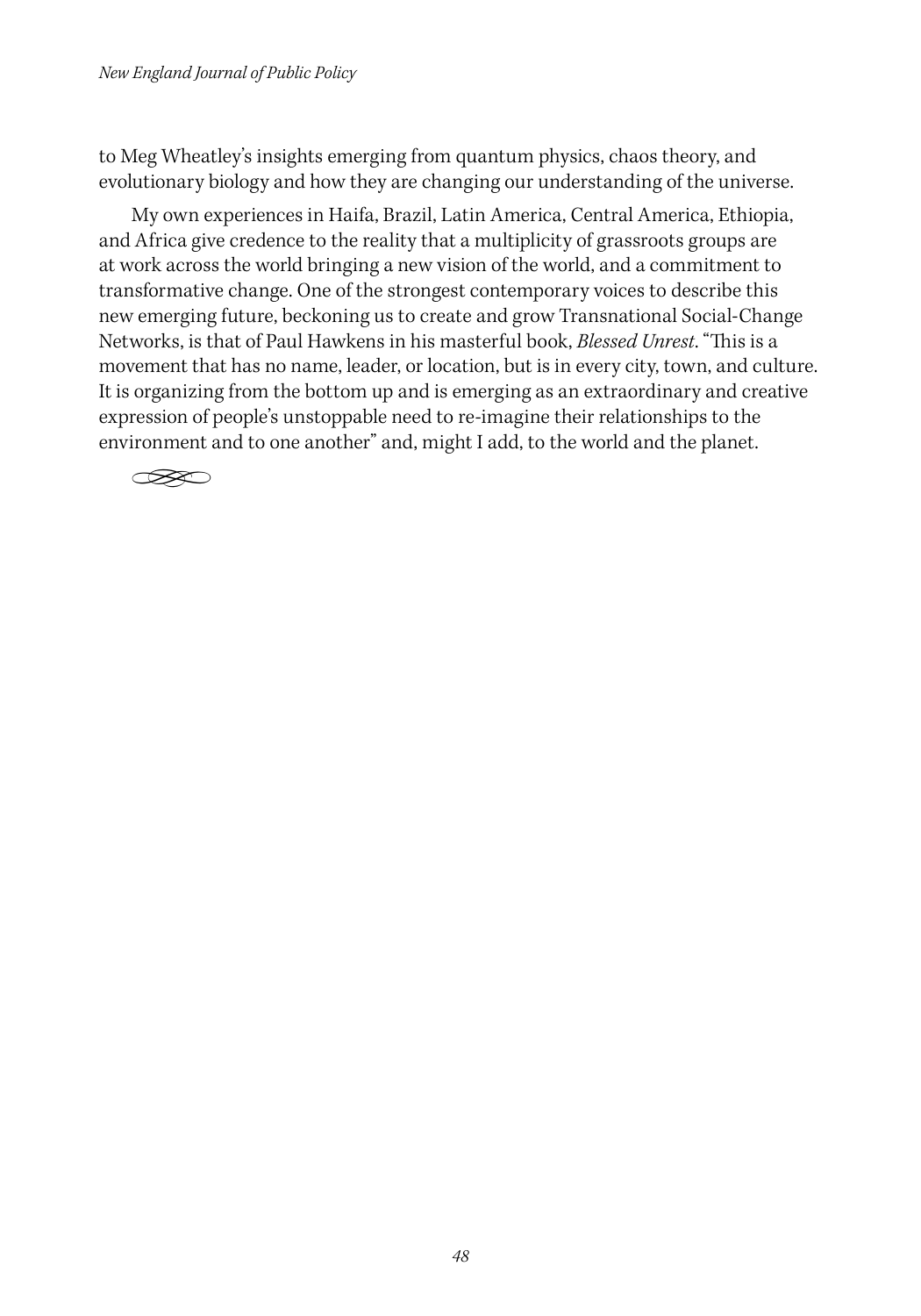to Meg Wheatley's insights emerging from quantum physics, chaos theory, and evolutionary biology and how they are changing our understanding of the universe.

My own experiences in Haifa, Brazil, Latin America, Central America, Ethiopia, and Africa give credence to the reality that a multiplicity of grassroots groups are at work across the world bringing a new vision of the world, and a commitment to transformative change. One of the strongest contemporary voices to describe this new emerging future, beckoning us to create and grow Transnational Social-Change Networks, is that of Paul Hawkens in his masterful book, *Blessed Unrest*. "This is a movement that has no name, leader, or location, but is in every city, town, and culture. It is organizing from the bottom up and is emerging as an extraordinary and creative expression of people's unstoppable need to re-imagine their relationships to the environment and to one another" and, might I add, to the world and the planet.